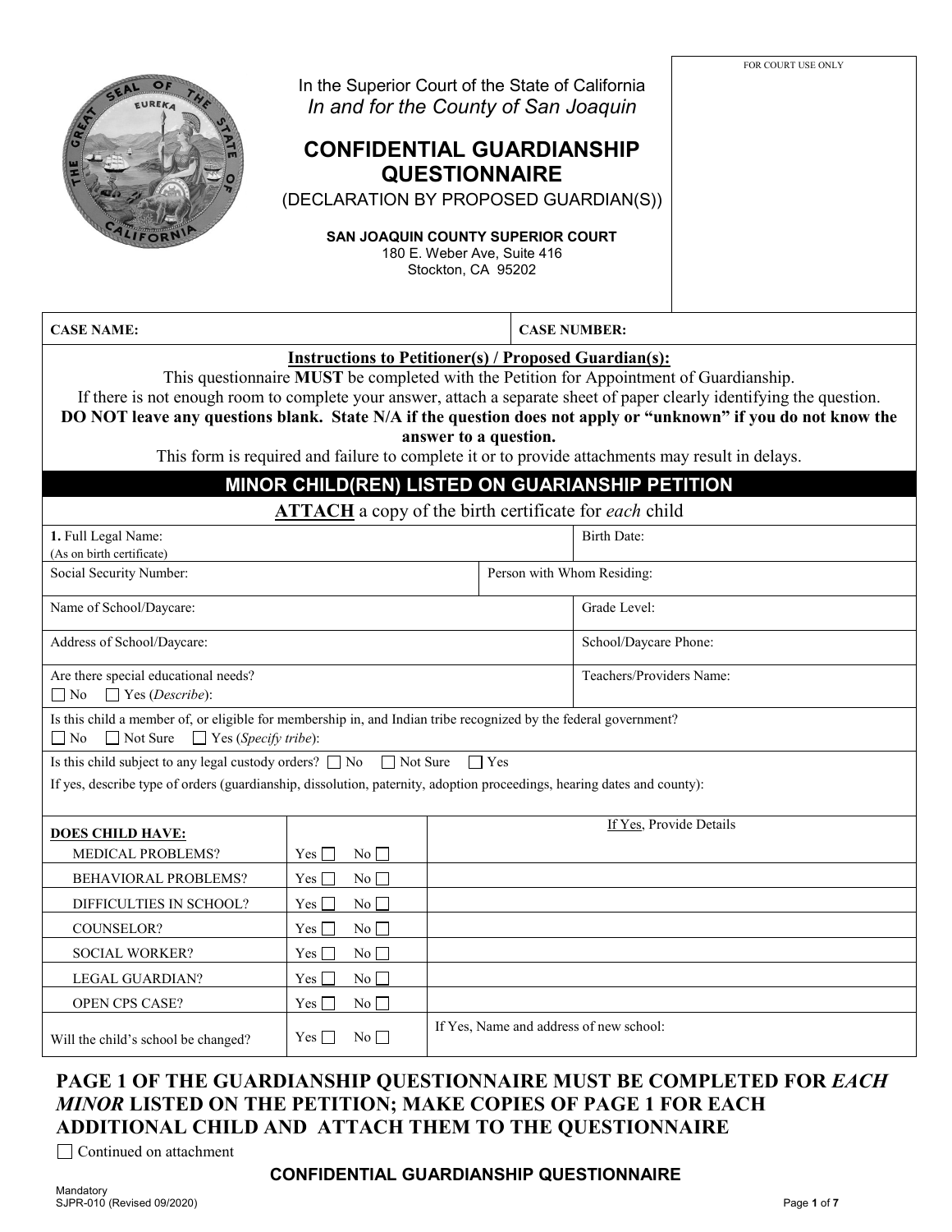In the Superior Court of the State of California
*In and for the County of San Joaquin*

# CONFIDENTIAL GUARDIANSHIP QUESTIONNAIRE

(DECLARATION BY PROPOSED GUARDIAN(S))

**SAN JOAQUIN COUNTY SUPERIOR COURT**
180 E. Weber Ave, Suite 416
Stockton, CA 95202

FOR COURT USE ONLY

| CASE NAME: | CASE NUMBER: |
|---|---|

**Instructions to Petitioner(s) / Proposed Guardian(s):**

This questionnaire **MUST** be completed with the Petition for Appointment of Guardianship.
If there is not enough room to complete your answer, attach a separate sheet of paper clearly identifying the question.
**DO NOT leave any questions blank. State N/A if the question does not apply or "unknown" if you do not know the answer to a question.**
This form is required and failure to complete it or to provide attachments may result in delays.

## MINOR CHILD(REN) LISTED ON GUARIANSHIP PETITION

**ATTACH** a copy of the birth certificate for *each* child

| | |
|---|---|
| **1.** Full Legal Name: (As on birth certificate) | Birth Date: |
| Social Security Number: | Person with Whom Residing: |
| Name of School/Daycare: | Grade Level: |
| Address of School/Daycare: | School/Daycare Phone: |
| Are there special educational needs? ☐ No ☐ Yes (*Describe*): | Teachers/Providers Name: |

Is this child a member of, or eligible for membership in, and Indian tribe recognized by the federal government?
☐ No ☐ Not Sure ☐ Yes (*Specify tribe*):

Is this child subject to any legal custody orders? ☐ No ☐ Not Sure ☐ Yes
If yes, describe type of orders (guardianship, dissolution, paternity, adoption proceedings, hearing dates and county):

| **DOES CHILD HAVE:** | | If Yes, Provide Details |
|---|---|---|
| MEDICAL PROBLEMS? | Yes ☐ No ☐ | |
| BEHAVIORAL PROBLEMS? | Yes ☐ No ☐ | |
| DIFFICULTIES IN SCHOOL? | Yes ☐ No ☐ | |
| COUNSELOR? | Yes ☐ No ☐ | |
| SOCIAL WORKER? | Yes ☐ No ☐ | |
| LEGAL GUARDIAN? | Yes ☐ No ☐ | |
| OPEN CPS CASE? | Yes ☐ No ☐ | |
| Will the child's school be changed? | Yes ☐ No ☐ | If Yes, Name and address of new school: |

**PAGE 1 OF THE GUARDIANSHIP QUESTIONNAIRE MUST BE COMPLETED FOR *EACH MINOR* LISTED ON THE PETITION; MAKE COPIES OF PAGE 1 FOR EACH ADDITIONAL CHILD AND ATTACH THEM TO THE QUESTIONNAIRE**

☐ Continued on attachment

**CONFIDENTIAL GUARDIANSHIP QUESTIONNAIRE**

Mandatory
SJPR-010 (Revised 09/2020)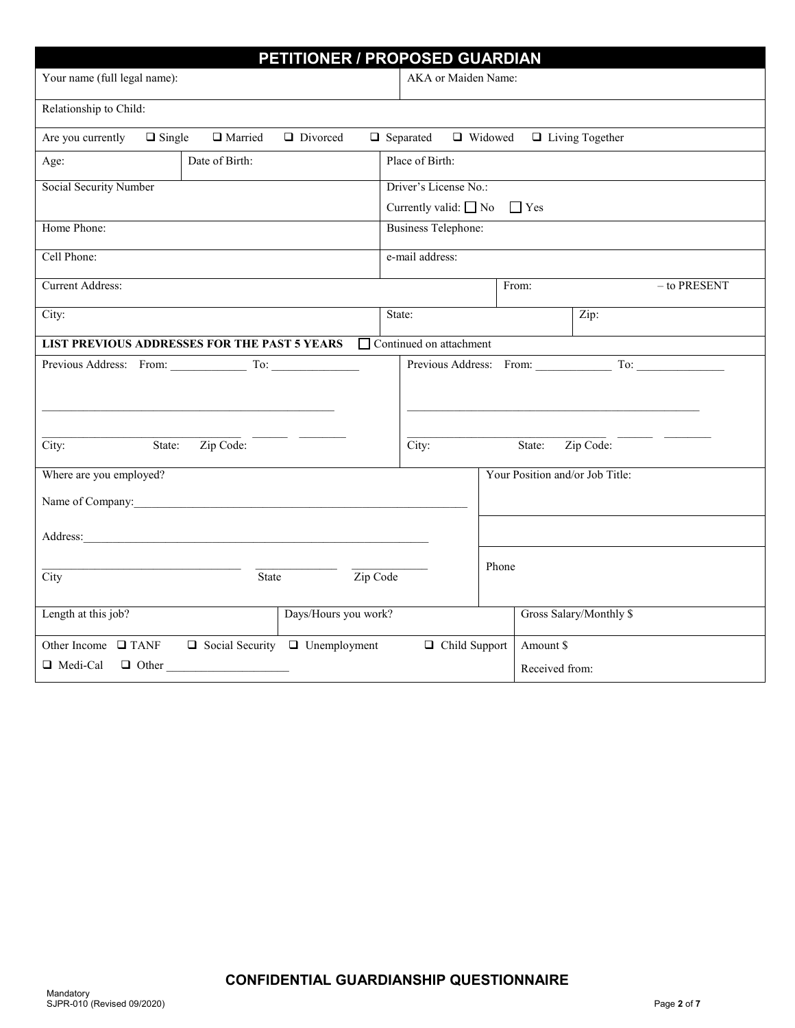## PETITIONER / PROPOSED GUARDIAN

| | |
|---|---|
| Your name (full legal name): | AKA or Maiden Name: |
| Relationship to Child: | |
| Are you currently ☐ Single ☐ Married ☐ Divorced ☐ Separated ☐ Widowed ☐ Living Together | |
| Age: / Date of Birth: | Place of Birth: |
| Social Security Number | Driver's License No.: Currently valid: ☐ No ☐ Yes |
| Home Phone: | Business Telephone: |
| Cell Phone: | e-mail address: |
| Current Address: | From: – to PRESENT |
| City: | State: / Zip: |

**LIST PREVIOUS ADDRESSES FOR THE PAST 5 YEARS** ☐ Continued on attachment

| | |
|---|---|
| Previous Address: From: ____________ To: ______________ | Previous Address: From: ____________ To: ______________ |
| ______________________________________________ | ______________________________________________ |
| City: State: Zip Code: | City: State: Zip Code: |

| | |
|---|---|
| Where are you employed? Name of Company: ______________________ | Your Position and/or Job Title: |
| Address: ______________________ | |
| City / State / Zip Code | Phone |

| | | |
|---|---|---|
| Length at this job? | Days/Hours you work? | Gross Salary/Monthly $ |
| Other Income ☐ TANF ☐ Social Security ☐ Unemployment ☐ Child Support ☐ Medi-Cal ☐ Other ______________ | | Amount $ Received from: |

**CONFIDENTIAL GUARDIANSHIP QUESTIONNAIRE**

Mandatory
SJPR-010 (Revised 09/2020)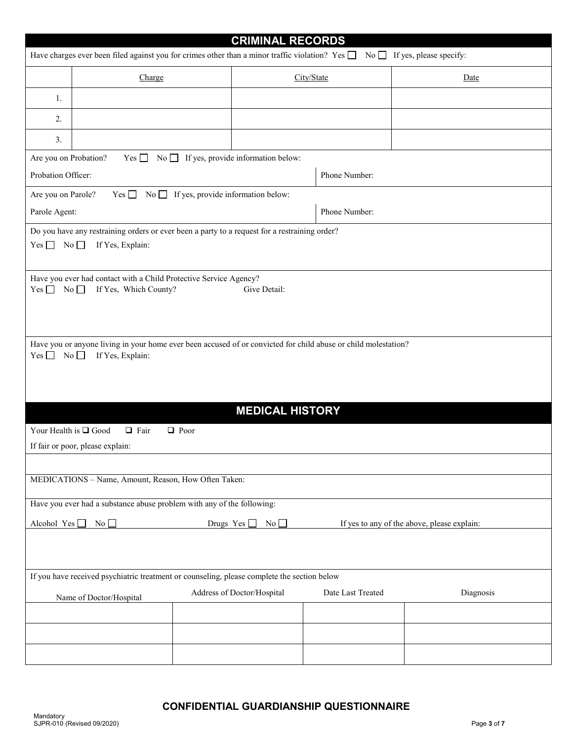## CRIMINAL RECORDS

Have charges ever been filed against you for crimes other than a minor traffic violation? Yes ☐ No ☐ If yes, please specify:

| | Charge | City/State | Date |
|---|---|---|---|
| 1. | | | |
| 2. | | | |
| 3. | | | |

Are you on Probation? Yes ☐ No ☐ If yes, provide information below:

Probation Officer: Phone Number:

Are you on Parole? Yes ☐ No ☐ If yes, provide information below:

Parole Agent: Phone Number:

Do you have any restraining orders or ever been a party to a request for a restraining order?

Yes ☐ No ☐ If Yes, Explain:

Have you ever had contact with a Child Protective Service Agency?

Yes ☐ No ☐ If Yes, Which County? Give Detail:

Have you or anyone living in your home ever been accused of or convicted for child abuse or child molestation?

Yes ☐ No ☐ If Yes, Explain:

## MEDICAL HISTORY

Your Health is ☐ Good ☐ Fair ☐ Poor

If fair or poor, please explain:

MEDICATIONS – Name, Amount, Reason, How Often Taken:

Have you ever had a substance abuse problem with any of the following:

Alcohol Yes ☐ No ☐ Drugs Yes ☐ No ☐ If yes to any of the above, please explain:

If you have received psychiatric treatment or counseling, please complete the section below

| Name of Doctor/Hospital | Address of Doctor/Hospital | Date Last Treated | Diagnosis |
|---|---|---|---|
| | | | |
| | | | |
| | | | |

**CONFIDENTIAL GUARDIANSHIP QUESTIONNAIRE**

Mandatory
SJPR-010 (Revised 09/2020)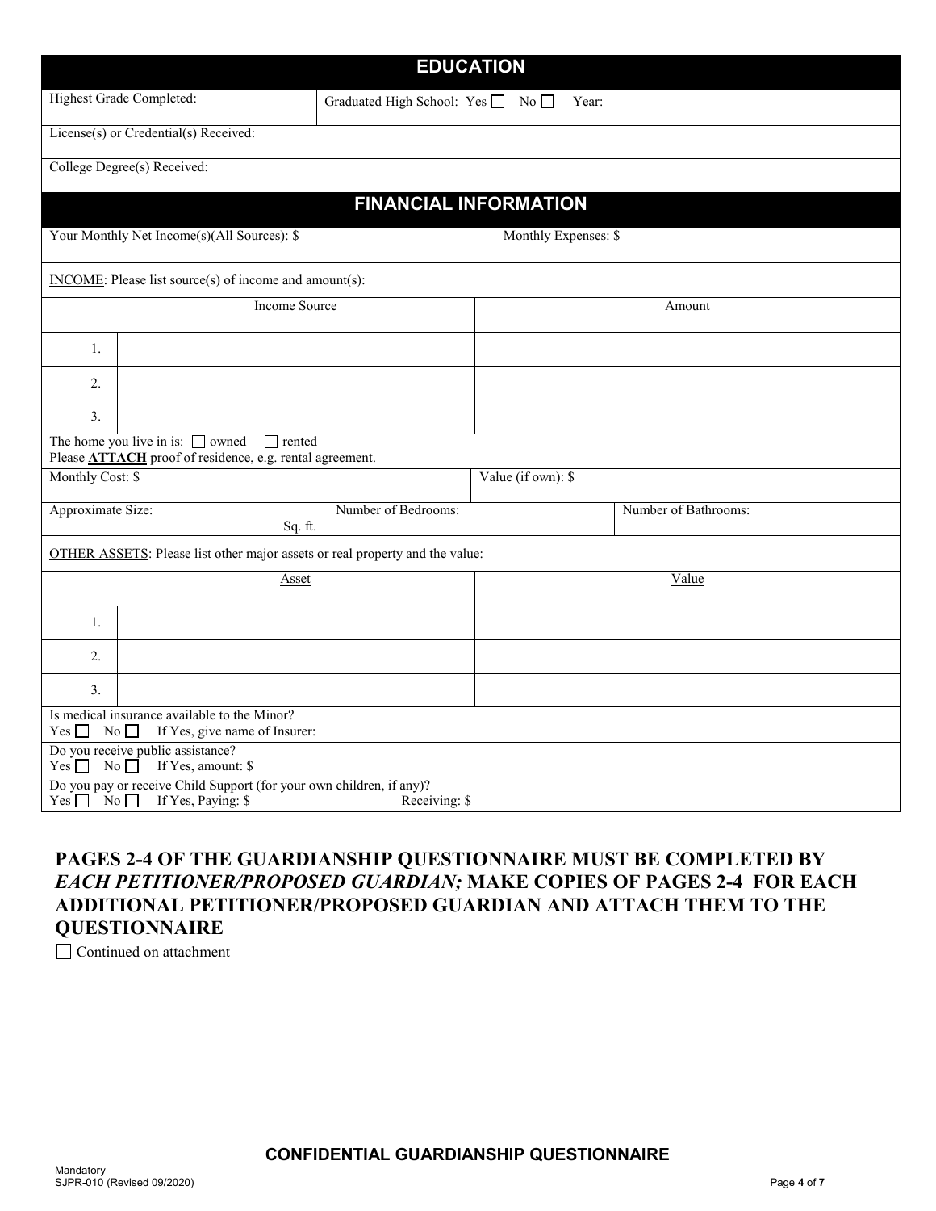## EDUCATION

| Highest Grade Completed: | Graduated High School: Yes ☐ No ☐ Year: |
|---|---|

License(s) or Credential(s) Received:

College Degree(s) Received:

## FINANCIAL INFORMATION

| Your Monthly Net Income(s)(All Sources): $ | Monthly Expenses: $ |
|---|---|

INCOME: Please list source(s) of income and amount(s):

| | Income Source | Amount |
|---|---|---|
| 1. | | |
| 2. | | |
| 3. | | |

The home you live in is: ☐ owned ☐ rented
Please **ATTACH** proof of residence, e.g. rental agreement.

| Monthly Cost: $ | Value (if own): $ |
|---|---|

| Approximate Size: Sq. ft. | Number of Bedrooms: | Number of Bathrooms: |
|---|---|---|

OTHER ASSETS: Please list other major assets or real property and the value:

| | Asset | Value |
|---|---|---|
| 1. | | |
| 2. | | |
| 3. | | |

Is medical insurance available to the Minor?
Yes ☐ No ☐ If Yes, give name of Insurer:

Do you receive public assistance?
Yes ☐ No ☐ If Yes, amount: $

Do you pay or receive Child Support (for your own children, if any)?
Yes ☐ No ☐ If Yes, Paying: $ Receiving: $

**PAGES 2-4 OF THE GUARDIANSHIP QUESTIONNAIRE MUST BE COMPLETED BY *EACH PETITIONER/PROPOSED GUARDIAN;* MAKE COPIES OF PAGES 2-4 FOR EACH ADDITIONAL PETITIONER/PROPOSED GUARDIAN AND ATTACH THEM TO THE QUESTIONNAIRE**

☐ Continued on attachment

**CONFIDENTIAL GUARDIANSHIP QUESTIONNAIRE**

Mandatory
SJPR-010 (Revised 09/2020)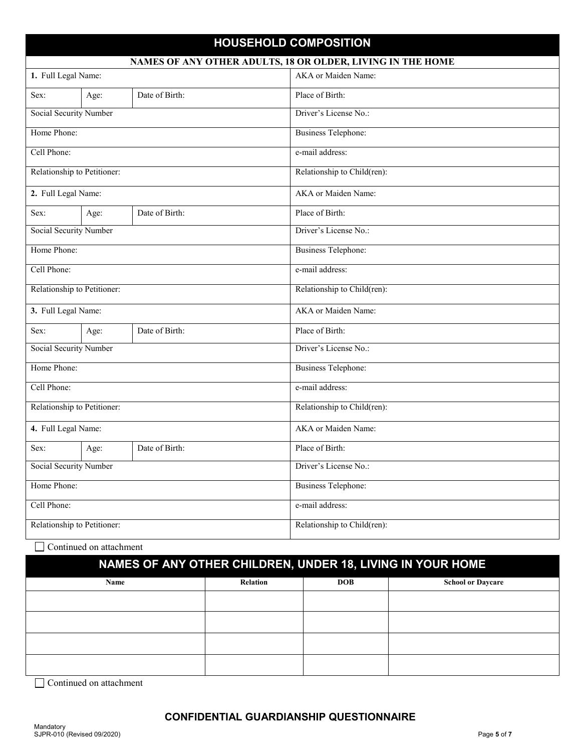# HOUSEHOLD COMPOSITION

## NAMES OF ANY OTHER ADULTS, 18 OR OLDER, LIVING IN THE HOME

| | | | |
|---|---|---|---|
| **1.** Full Legal Name: | | | AKA or Maiden Name: |
| Sex: | Age: | Date of Birth: | Place of Birth: |
| Social Security Number | | | Driver's License No.: |
| Home Phone: | | | Business Telephone: |
| Cell Phone: | | | e-mail address: |
| Relationship to Petitioner: | | | Relationship to Child(ren): |
| **2.** Full Legal Name: | | | AKA or Maiden Name: |
| Sex: | Age: | Date of Birth: | Place of Birth: |
| Social Security Number | | | Driver's License No.: |
| Home Phone: | | | Business Telephone: |
| Cell Phone: | | | e-mail address: |
| Relationship to Petitioner: | | | Relationship to Child(ren): |
| **3.** Full Legal Name: | | | AKA or Maiden Name: |
| Sex: | Age: | Date of Birth: | Place of Birth: |
| Social Security Number | | | Driver's License No.: |
| Home Phone: | | | Business Telephone: |
| Cell Phone: | | | e-mail address: |
| Relationship to Petitioner: | | | Relationship to Child(ren): |
| **4.** Full Legal Name: | | | AKA or Maiden Name: |
| Sex: | Age: | Date of Birth: | Place of Birth: |
| Social Security Number | | | Driver's License No.: |
| Home Phone: | | | Business Telephone: |
| Cell Phone: | | | e-mail address: |
| Relationship to Petitioner: | | | Relationship to Child(ren): |

☐ Continued on attachment

## NAMES OF ANY OTHER CHILDREN, UNDER 18, LIVING IN YOUR HOME

| Name | Relation | DOB | School or Daycare |
|---|---|---|---|
| | | | |
| | | | |
| | | | |
| | | | |

☐ Continued on attachment

**CONFIDENTIAL GUARDIANSHIP QUESTIONNAIRE**

Mandatory
SJPR-010 (Revised 09/2020)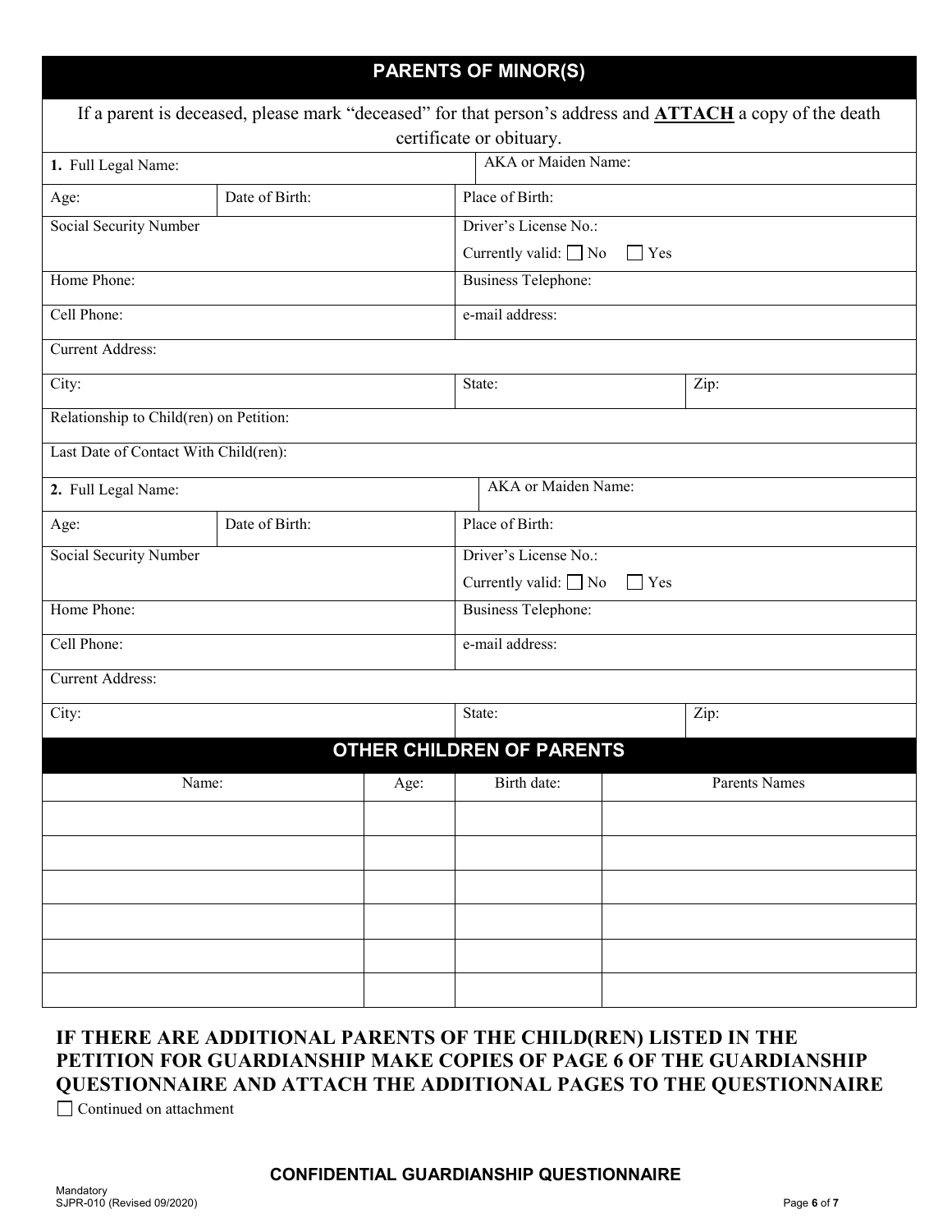## PARENTS OF MINOR(S)

If a parent is deceased, please mark "deceased" for that person's address and **ATTACH** a copy of the death certificate or obituary.

| | | |
|---|---|---|
| **1.** Full Legal Name: | | AKA or Maiden Name: |
| Age: | Date of Birth: | Place of Birth: |
| Social Security Number | | Driver's License No.:<br>Currently valid: ☐ No ☐ Yes |
| Home Phone: | | Business Telephone: |
| Cell Phone: | | e-mail address: |
| Current Address: | | |
| City: | | State: Zip: |
| Relationship to Child(ren) on Petition: | | |
| Last Date of Contact With Child(ren): | | |

| | | |
|---|---|---|
| **2.** Full Legal Name: | | AKA or Maiden Name: |
| Age: | Date of Birth: | Place of Birth: |
| Social Security Number | | Driver's License No.:<br>Currently valid: ☐ No ☐ Yes |
| Home Phone: | | Business Telephone: |
| Cell Phone: | | e-mail address: |
| Current Address: | | |
| City: | | State: Zip: |

## OTHER CHILDREN OF PARENTS

| Name: | Age: | Birth date: | Parents Names |
|---|---|---|---|
| | | | |
| | | | |
| | | | |
| | | | |
| | | | |
| | | | |

**IF THERE ARE ADDITIONAL PARENTS OF THE CHILD(REN) LISTED IN THE PETITION FOR GUARDIANSHIP MAKE COPIES OF PAGE 6 OF THE GUARDIANSHIP QUESTIONNAIRE AND ATTACH THE ADDITIONAL PAGES TO THE QUESTIONNAIRE**

☐ Continued on attachment

**CONFIDENTIAL GUARDIANSHIP QUESTIONNAIRE**

Mandatory
SJPR-010 (Revised 09/2020)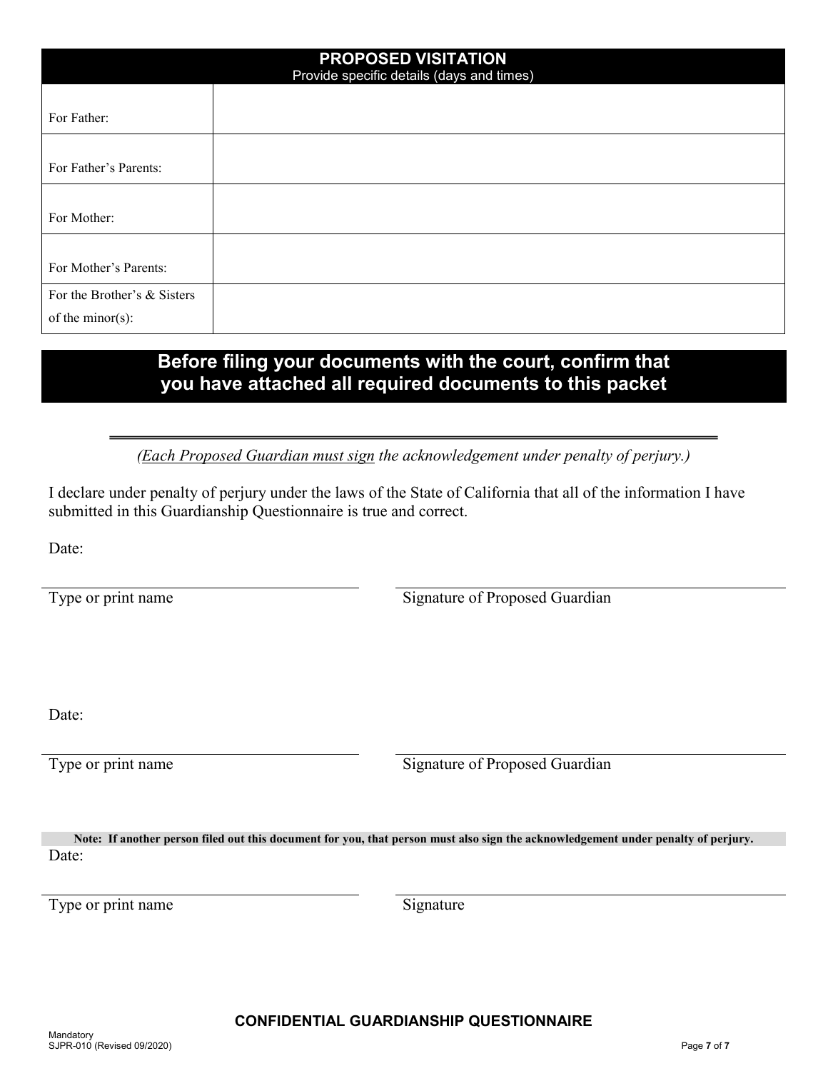| PROPOSED VISITATION<br>Provide specific details (days and times) | |
|---|---|
| For Father: | |
| For Father's Parents: | |
| For Mother: | |
| For Mother's Parents: | |
| For the Brother's & Sisters of the minor(s): | |

## Before filing your documents with the court, confirm that you have attached all required documents to this packet

---

*(Each Proposed Guardian must sign the acknowledgement under penalty of perjury.)*

I declare under penalty of perjury under the laws of the State of California that all of the information I have submitted in this Guardianship Questionnaire is true and correct.

Date:

Type or print name

Signature of Proposed Guardian

Date:

Type or print name

Signature of Proposed Guardian

**Note: If another person filed out this document for you, that person must also sign the acknowledgement under penalty of perjury.**

Date:

Type or print name

Signature

**CONFIDENTIAL GUARDIANSHIP QUESTIONNAIRE**

Mandatory
SJPR-010 (Revised 09/2020)